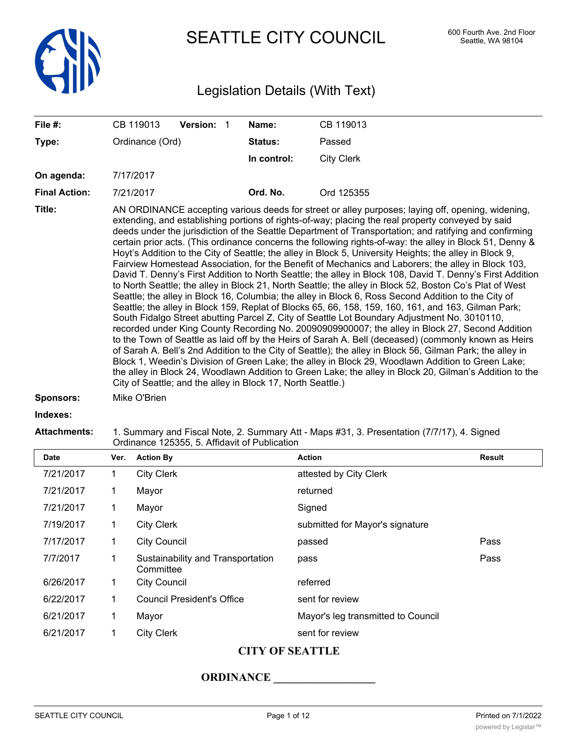# SEATTLE CITY COUNCIL

600 Fourth Ave. 2nd Floor
Seattle, WA 98104

## Legislation Details (With Text)

| | | | |
|---|---|---|---|
| **File #:** | CB 119013 **Version:** 1 | **Name:** | CB 119013 |
| **Type:** | Ordinance (Ord) | **Status:** | Passed |
| | | **In control:** | City Clerk |
| **On agenda:** | 7/17/2017 | | |
| **Final Action:** | 7/21/2017 | **Ord. No.** | Ord 125355 |

**Title:** AN ORDINANCE accepting various deeds for street or alley purposes; laying off, opening, widening, extending, and establishing portions of rights-of-way; placing the real property conveyed by said deeds under the jurisdiction of the Seattle Department of Transportation; and ratifying and confirming certain prior acts. (This ordinance concerns the following rights-of-way: the alley in Block 51, Denny & Hoyt's Addition to the City of Seattle; the alley in Block 5, University Heights; the alley in Block 9, Fairview Homestead Association, for the Benefit of Mechanics and Laborers; the alley in Block 103, David T. Denny's First Addition to North Seattle; the alley in Block 108, David T. Denny's First Addition to North Seattle; the alley in Block 21, North Seattle; the alley in Block 52, Boston Co's Plat of West Seattle; the alley in Block 16, Columbia; the alley in Block 6, Ross Second Addition to the City of Seattle; the alley in Block 159, Replat of Blocks 65, 66, 158, 159, 160, 161, and 163, Gilman Park; South Fidalgo Street abutting Parcel Z, City of Seattle Lot Boundary Adjustment No. 3010110, recorded under King County Recording No. 20090909900007; the alley in Block 27, Second Addition to the Town of Seattle as laid off by the Heirs of Sarah A. Bell (deceased) (commonly known as Heirs of Sarah A. Bell's 2nd Addition to the City of Seattle); the alley in Block 56, Gilman Park; the alley in Block 1, Weedin's Division of Green Lake; the alley in Block 29, Woodlawn Addition to Green Lake; the alley in Block 24, Woodlawn Addition to Green Lake; the alley in Block 20, Gilman's Addition to the City of Seattle; and the alley in Block 17, North Seattle.)

**Sponsors:** Mike O'Brien

**Indexes:**

**Attachments:** 1. Summary and Fiscal Note, 2. Summary Att - Maps #31, 3. Presentation (7/7/17), 4. Signed Ordinance 125355, 5. Affidavit of Publication

| Date | Ver. | Action By | Action | Result |
|---|---|---|---|---|
| 7/21/2017 | 1 | City Clerk | attested by City Clerk | |
| 7/21/2017 | 1 | Mayor | returned | |
| 7/21/2017 | 1 | Mayor | Signed | |
| 7/19/2017 | 1 | City Clerk | submitted for Mayor's signature | |
| 7/17/2017 | 1 | City Council | passed | Pass |
| 7/7/2017 | 1 | Sustainability and Transportation Committee | pass | Pass |
| 6/26/2017 | 1 | City Council | referred | |
| 6/22/2017 | 1 | Council President's Office | sent for review | |
| 6/21/2017 | 1 | Mayor | Mayor's leg transmitted to Council | |
| 6/21/2017 | 1 | City Clerk | sent for review | |

**CITY OF SEATTLE**

**ORDINANCE \_\_\_\_\_\_\_\_\_\_\_\_\_\_\_\_\_\_**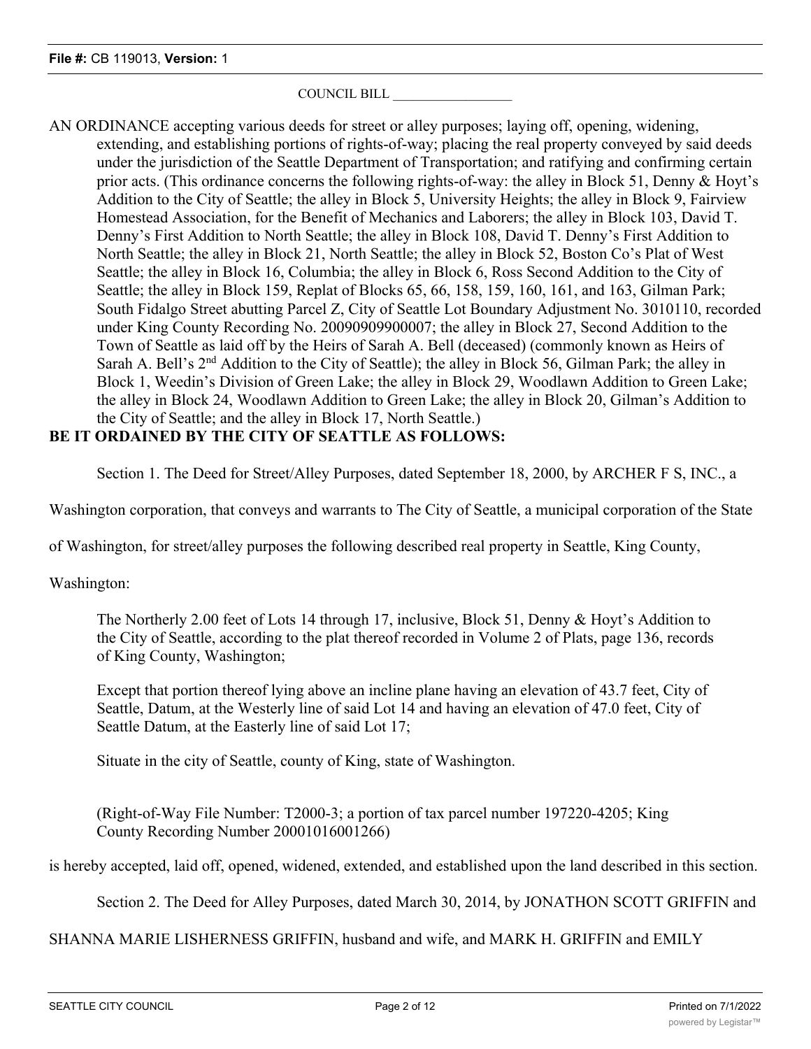COUNCIL BILL __________________

AN ORDINANCE accepting various deeds for street or alley purposes; laying off, opening, widening, extending, and establishing portions of rights-of-way; placing the real property conveyed by said deeds under the jurisdiction of the Seattle Department of Transportation; and ratifying and confirming certain prior acts. (This ordinance concerns the following rights-of-way: the alley in Block 51, Denny & Hoyt's Addition to the City of Seattle; the alley in Block 5, University Heights; the alley in Block 9, Fairview Homestead Association, for the Benefit of Mechanics and Laborers; the alley in Block 103, David T. Denny's First Addition to North Seattle; the alley in Block 108, David T. Denny's First Addition to North Seattle; the alley in Block 21, North Seattle; the alley in Block 52, Boston Co's Plat of West Seattle; the alley in Block 16, Columbia; the alley in Block 6, Ross Second Addition to the City of Seattle; the alley in Block 159, Replat of Blocks 65, 66, 158, 159, 160, 161, and 163, Gilman Park; South Fidalgo Street abutting Parcel Z, City of Seattle Lot Boundary Adjustment No. 3010110, recorded under King County Recording No. 20090909900007; the alley in Block 27, Second Addition to the Town of Seattle as laid off by the Heirs of Sarah A. Bell (deceased) (commonly known as Heirs of Sarah A. Bell's 2nd Addition to the City of Seattle); the alley in Block 56, Gilman Park; the alley in Block 1, Weedin's Division of Green Lake; the alley in Block 29, Woodlawn Addition to Green Lake; the alley in Block 24, Woodlawn Addition to Green Lake; the alley in Block 20, Gilman's Addition to the City of Seattle; and the alley in Block 17, North Seattle.)

**BE IT ORDAINED BY THE CITY OF SEATTLE AS FOLLOWS:**

Section 1. The Deed for Street/Alley Purposes, dated September 18, 2000, by ARCHER F S, INC., a Washington corporation, that conveys and warrants to The City of Seattle, a municipal corporation of the State of Washington, for street/alley purposes the following described real property in Seattle, King County, Washington:

> The Northerly 2.00 feet of Lots 14 through 17, inclusive, Block 51, Denny & Hoyt's Addition to the City of Seattle, according to the plat thereof recorded in Volume 2 of Plats, page 136, records of King County, Washington;
>
> Except that portion thereof lying above an incline plane having an elevation of 43.7 feet, City of Seattle, Datum, at the Westerly line of said Lot 14 and having an elevation of 47.0 feet, City of Seattle Datum, at the Easterly line of said Lot 17;
>
> Situate in the city of Seattle, county of King, state of Washington.
>
> (Right-of-Way File Number: T2000-3; a portion of tax parcel number 197220-4205; King County Recording Number 20001016001266)

is hereby accepted, laid off, opened, widened, extended, and established upon the land described in this section.

Section 2. The Deed for Alley Purposes, dated March 30, 2014, by JONATHON SCOTT GRIFFIN and SHANNA MARIE LISHERNESS GRIFFIN, husband and wife, and MARK H. GRIFFIN and EMILY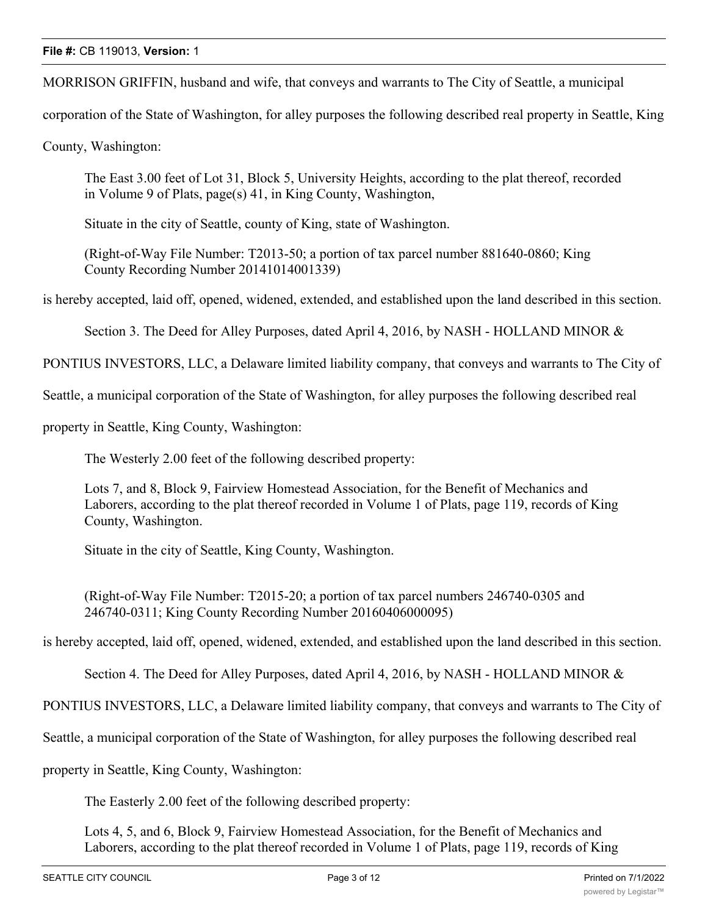MORRISON GRIFFIN, husband and wife, that conveys and warrants to The City of Seattle, a municipal corporation of the State of Washington, for alley purposes the following described real property in Seattle, King County, Washington:

> The East 3.00 feet of Lot 31, Block 5, University Heights, according to the plat thereof, recorded in Volume 9 of Plats, page(s) 41, in King County, Washington,
>
> Situate in the city of Seattle, county of King, state of Washington.
>
> (Right-of-Way File Number: T2013-50; a portion of tax parcel number 881640-0860; King County Recording Number 20141014001339)

is hereby accepted, laid off, opened, widened, extended, and established upon the land described in this section.

Section 3. The Deed for Alley Purposes, dated April 4, 2016, by NASH - HOLLAND MINOR & PONTIUS INVESTORS, LLC, a Delaware limited liability company, that conveys and warrants to The City of Seattle, a municipal corporation of the State of Washington, for alley purposes the following described real property in Seattle, King County, Washington:

> The Westerly 2.00 feet of the following described property:
>
> Lots 7, and 8, Block 9, Fairview Homestead Association, for the Benefit of Mechanics and Laborers, according to the plat thereof recorded in Volume 1 of Plats, page 119, records of King County, Washington.
>
> Situate in the city of Seattle, King County, Washington.
>
> (Right-of-Way File Number: T2015-20; a portion of tax parcel numbers 246740-0305 and 246740-0311; King County Recording Number 20160406000095)

is hereby accepted, laid off, opened, widened, extended, and established upon the land described in this section.

Section 4. The Deed for Alley Purposes, dated April 4, 2016, by NASH - HOLLAND MINOR & PONTIUS INVESTORS, LLC, a Delaware limited liability company, that conveys and warrants to The City of Seattle, a municipal corporation of the State of Washington, for alley purposes the following described real property in Seattle, King County, Washington:

> The Easterly 2.00 feet of the following described property:
>
> Lots 4, 5, and 6, Block 9, Fairview Homestead Association, for the Benefit of Mechanics and Laborers, according to the plat thereof recorded in Volume 1 of Plats, page 119, records of King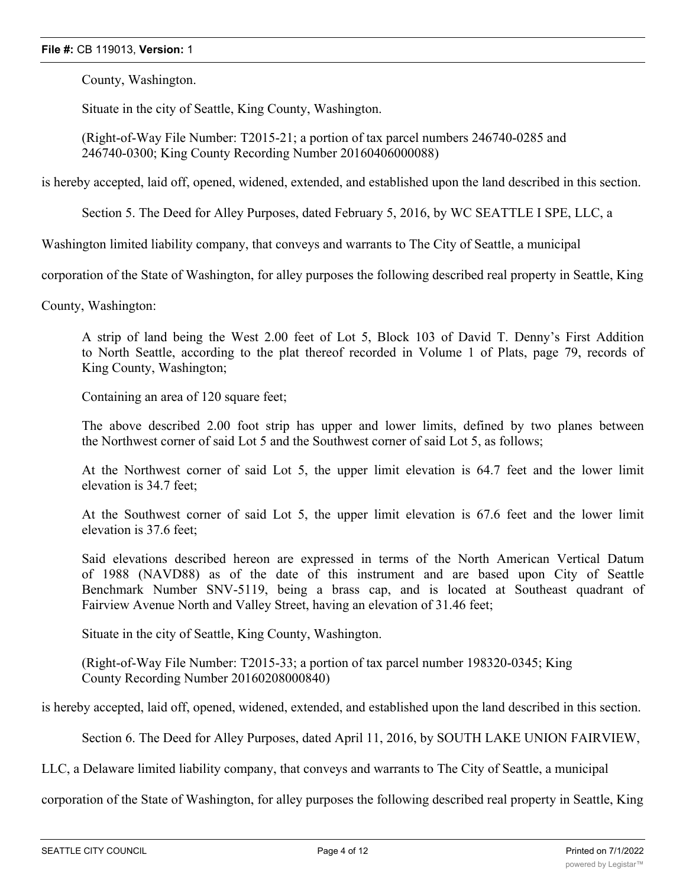County, Washington.

Situate in the city of Seattle, King County, Washington.

(Right-of-Way File Number: T2015-21; a portion of tax parcel numbers 246740-0285 and 246740-0300; King County Recording Number 20160406000088)

is hereby accepted, laid off, opened, widened, extended, and established upon the land described in this section.

Section 5. The Deed for Alley Purposes, dated February 5, 2016, by WC SEATTLE I SPE, LLC, a Washington limited liability company, that conveys and warrants to The City of Seattle, a municipal corporation of the State of Washington, for alley purposes the following described real property in Seattle, King County, Washington:

A strip of land being the West 2.00 feet of Lot 5, Block 103 of David T. Denny's First Addition to North Seattle, according to the plat thereof recorded in Volume 1 of Plats, page 79, records of King County, Washington;

Containing an area of 120 square feet;

The above described 2.00 foot strip has upper and lower limits, defined by two planes between the Northwest corner of said Lot 5 and the Southwest corner of said Lot 5, as follows;

At the Northwest corner of said Lot 5, the upper limit elevation is 64.7 feet and the lower limit elevation is 34.7 feet;

At the Southwest corner of said Lot 5, the upper limit elevation is 67.6 feet and the lower limit elevation is 37.6 feet;

Said elevations described hereon are expressed in terms of the North American Vertical Datum of 1988 (NAVD88) as of the date of this instrument and are based upon City of Seattle Benchmark Number SNV-5119, being a brass cap, and is located at Southeast quadrant of Fairview Avenue North and Valley Street, having an elevation of 31.46 feet;

Situate in the city of Seattle, King County, Washington.

(Right-of-Way File Number: T2015-33; a portion of tax parcel number 198320-0345; King County Recording Number 20160208000840)

is hereby accepted, laid off, opened, widened, extended, and established upon the land described in this section.

Section 6. The Deed for Alley Purposes, dated April 11, 2016, by SOUTH LAKE UNION FAIRVIEW, LLC, a Delaware limited liability company, that conveys and warrants to The City of Seattle, a municipal corporation of the State of Washington, for alley purposes the following described real property in Seattle, King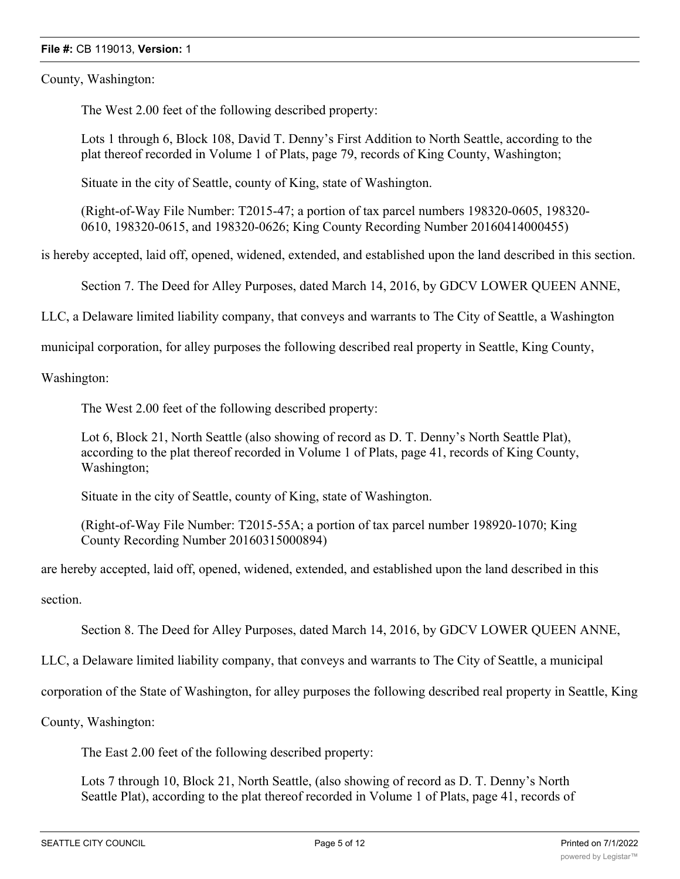County, Washington:

The West 2.00 feet of the following described property:

Lots 1 through 6, Block 108, David T. Denny's First Addition to North Seattle, according to the plat thereof recorded in Volume 1 of Plats, page 79, records of King County, Washington;

Situate in the city of Seattle, county of King, state of Washington.

(Right-of-Way File Number: T2015-47; a portion of tax parcel numbers 198320-0605, 198320-0610, 198320-0615, and 198320-0626; King County Recording Number 20160414000455)

is hereby accepted, laid off, opened, widened, extended, and established upon the land described in this section.

Section 7. The Deed for Alley Purposes, dated March 14, 2016, by GDCV LOWER QUEEN ANNE, LLC, a Delaware limited liability company, that conveys and warrants to The City of Seattle, a Washington municipal corporation, for alley purposes the following described real property in Seattle, King County, Washington:

The West 2.00 feet of the following described property:

Lot 6, Block 21, North Seattle (also showing of record as D. T. Denny's North Seattle Plat), according to the plat thereof recorded in Volume 1 of Plats, page 41, records of King County, Washington;

Situate in the city of Seattle, county of King, state of Washington.

(Right-of-Way File Number: T2015-55A; a portion of tax parcel number 198920-1070; King County Recording Number 20160315000894)

are hereby accepted, laid off, opened, widened, extended, and established upon the land described in this section.

Section 8. The Deed for Alley Purposes, dated March 14, 2016, by GDCV LOWER QUEEN ANNE, LLC, a Delaware limited liability company, that conveys and warrants to The City of Seattle, a municipal corporation of the State of Washington, for alley purposes the following described real property in Seattle, King County, Washington:

The East 2.00 feet of the following described property:

Lots 7 through 10, Block 21, North Seattle, (also showing of record as D. T. Denny's North Seattle Plat), according to the plat thereof recorded in Volume 1 of Plats, page 41, records of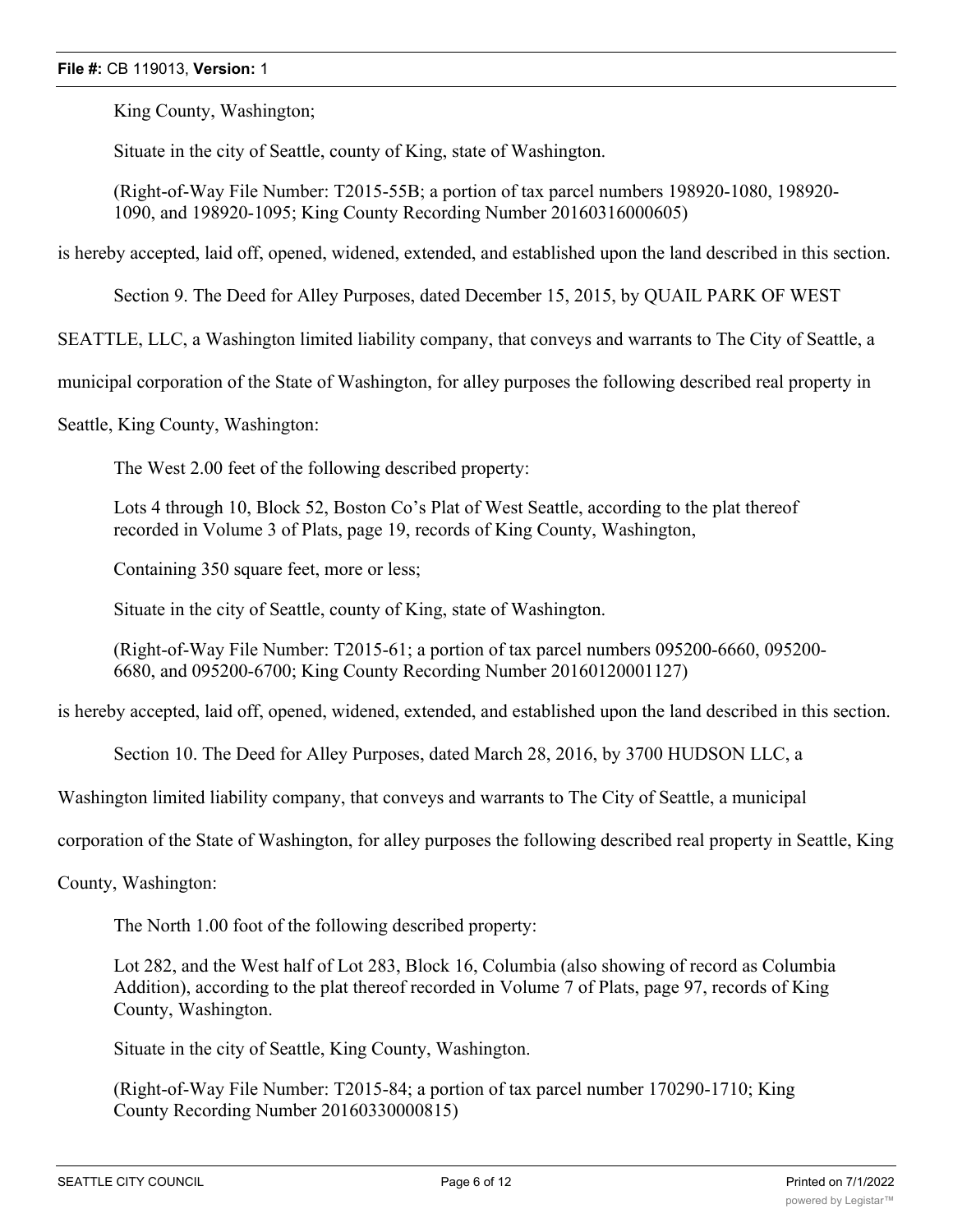King County, Washington;

Situate in the city of Seattle, county of King, state of Washington.

(Right-of-Way File Number: T2015-55B; a portion of tax parcel numbers 198920-1080, 198920-1090, and 198920-1095; King County Recording Number 20160316000605)

is hereby accepted, laid off, opened, widened, extended, and established upon the land described in this section.

Section 9. The Deed for Alley Purposes, dated December 15, 2015, by QUAIL PARK OF WEST SEATTLE, LLC, a Washington limited liability company, that conveys and warrants to The City of Seattle, a municipal corporation of the State of Washington, for alley purposes the following described real property in Seattle, King County, Washington:

The West 2.00 feet of the following described property:

Lots 4 through 10, Block 52, Boston Co's Plat of West Seattle, according to the plat thereof recorded in Volume 3 of Plats, page 19, records of King County, Washington,

Containing 350 square feet, more or less;

Situate in the city of Seattle, county of King, state of Washington.

(Right-of-Way File Number: T2015-61; a portion of tax parcel numbers 095200-6660, 095200-6680, and 095200-6700; King County Recording Number 20160120001127)

is hereby accepted, laid off, opened, widened, extended, and established upon the land described in this section.

Section 10. The Deed for Alley Purposes, dated March 28, 2016, by 3700 HUDSON LLC, a Washington limited liability company, that conveys and warrants to The City of Seattle, a municipal corporation of the State of Washington, for alley purposes the following described real property in Seattle, King County, Washington:

The North 1.00 foot of the following described property:

Lot 282, and the West half of Lot 283, Block 16, Columbia (also showing of record as Columbia Addition), according to the plat thereof recorded in Volume 7 of Plats, page 97, records of King County, Washington.

Situate in the city of Seattle, King County, Washington.

(Right-of-Way File Number: T2015-84; a portion of tax parcel number 170290-1710; King County Recording Number 20160330000815)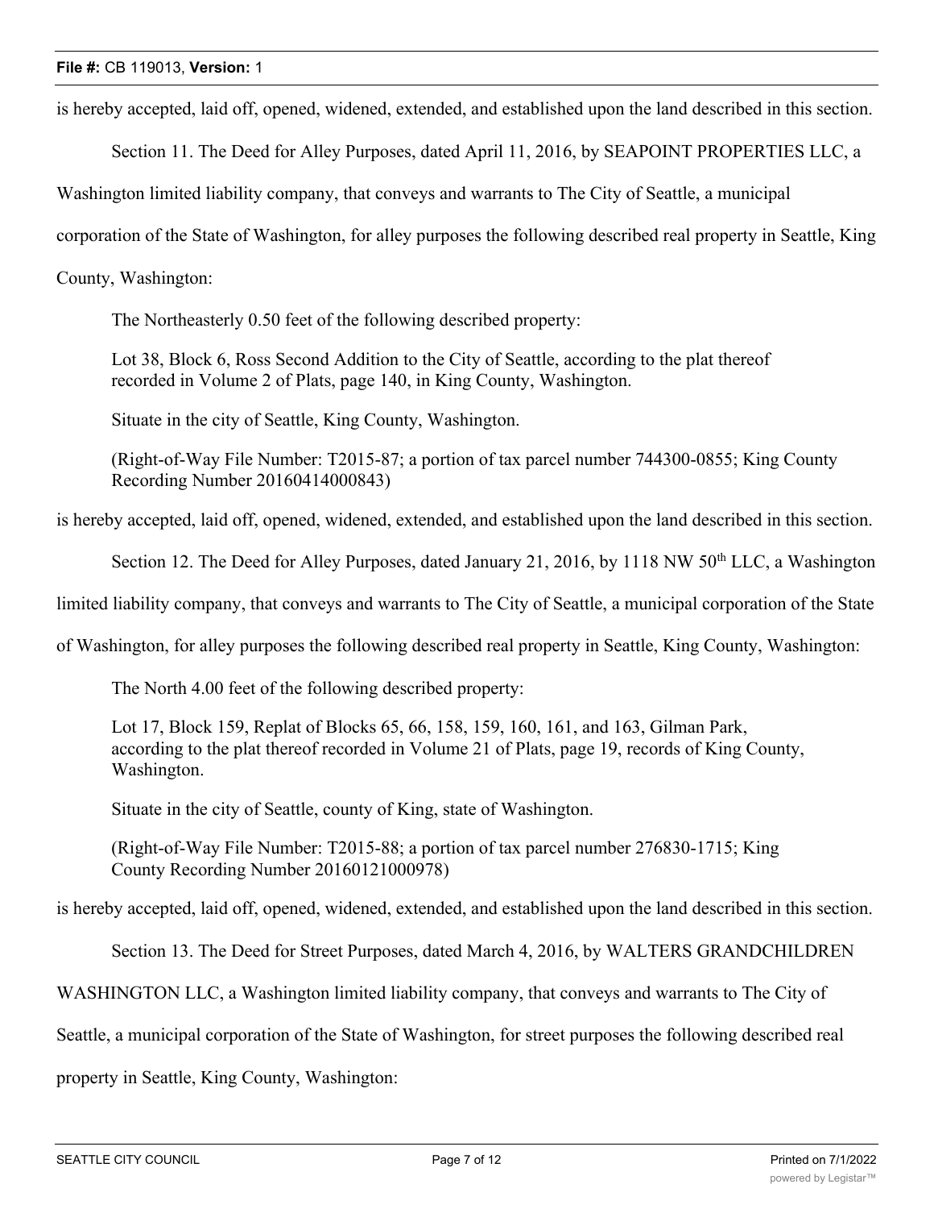is hereby accepted, laid off, opened, widened, extended, and established upon the land described in this section.

Section 11. The Deed for Alley Purposes, dated April 11, 2016, by SEAPOINT PROPERTIES LLC, a Washington limited liability company, that conveys and warrants to The City of Seattle, a municipal corporation of the State of Washington, for alley purposes the following described real property in Seattle, King County, Washington:

> The Northeasterly 0.50 feet of the following described property:
>
> Lot 38, Block 6, Ross Second Addition to the City of Seattle, according to the plat thereof recorded in Volume 2 of Plats, page 140, in King County, Washington.
>
> Situate in the city of Seattle, King County, Washington.
>
> (Right-of-Way File Number: T2015-87; a portion of tax parcel number 744300-0855; King County Recording Number 20160414000843)

is hereby accepted, laid off, opened, widened, extended, and established upon the land described in this section.

Section 12. The Deed for Alley Purposes, dated January 21, 2016, by 1118 NW 50th LLC, a Washington limited liability company, that conveys and warrants to The City of Seattle, a municipal corporation of the State of Washington, for alley purposes the following described real property in Seattle, King County, Washington:

> The North 4.00 feet of the following described property:
>
> Lot 17, Block 159, Replat of Blocks 65, 66, 158, 159, 160, 161, and 163, Gilman Park, according to the plat thereof recorded in Volume 21 of Plats, page 19, records of King County, Washington.
>
> Situate in the city of Seattle, county of King, state of Washington.
>
> (Right-of-Way File Number: T2015-88; a portion of tax parcel number 276830-1715; King County Recording Number 20160121000978)

is hereby accepted, laid off, opened, widened, extended, and established upon the land described in this section.

Section 13. The Deed for Street Purposes, dated March 4, 2016, by WALTERS GRANDCHILDREN WASHINGTON LLC, a Washington limited liability company, that conveys and warrants to The City of Seattle, a municipal corporation of the State of Washington, for street purposes the following described real property in Seattle, King County, Washington: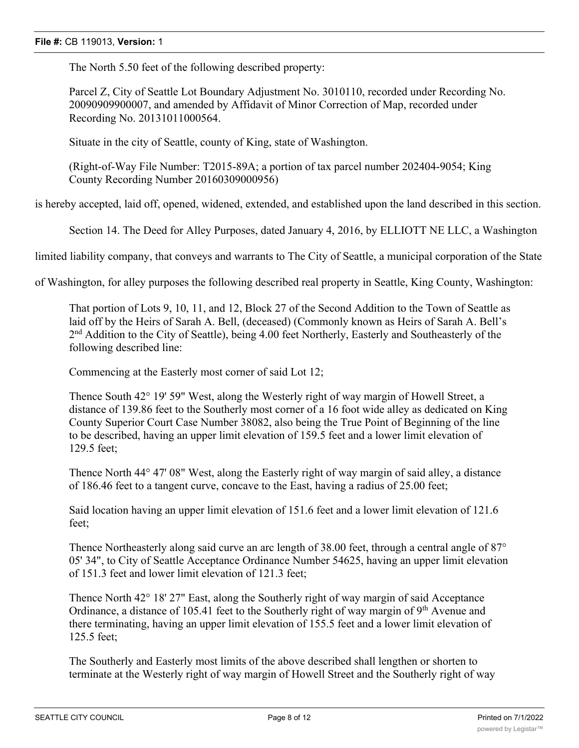The North 5.50 feet of the following described property:

Parcel Z, City of Seattle Lot Boundary Adjustment No. 3010110, recorded under Recording No. 20090909900007, and amended by Affidavit of Minor Correction of Map, recorded under Recording No. 20131011000564.

Situate in the city of Seattle, county of King, state of Washington.

(Right-of-Way File Number: T2015-89A; a portion of tax parcel number 202404-9054; King County Recording Number 20160309000956)

is hereby accepted, laid off, opened, widened, extended, and established upon the land described in this section.

Section 14. The Deed for Alley Purposes, dated January 4, 2016, by ELLIOTT NE LLC, a Washington limited liability company, that conveys and warrants to The City of Seattle, a municipal corporation of the State of Washington, for alley purposes the following described real property in Seattle, King County, Washington:

That portion of Lots 9, 10, 11, and 12, Block 27 of the Second Addition to the Town of Seattle as laid off by the Heirs of Sarah A. Bell, (deceased) (Commonly known as Heirs of Sarah A. Bell's 2nd Addition to the City of Seattle), being 4.00 feet Northerly, Easterly and Southeasterly of the following described line:

Commencing at the Easterly most corner of said Lot 12;

Thence South 42° 19' 59" West, along the Westerly right of way margin of Howell Street, a distance of 139.86 feet to the Southerly most corner of a 16 foot wide alley as dedicated on King County Superior Court Case Number 38082, also being the True Point of Beginning of the line to be described, having an upper limit elevation of 159.5 feet and a lower limit elevation of 129.5 feet;

Thence North 44° 47' 08" West, along the Easterly right of way margin of said alley, a distance of 186.46 feet to a tangent curve, concave to the East, having a radius of 25.00 feet;

Said location having an upper limit elevation of 151.6 feet and a lower limit elevation of 121.6 feet;

Thence Northeasterly along said curve an arc length of 38.00 feet, through a central angle of 87° 05' 34", to City of Seattle Acceptance Ordinance Number 54625, having an upper limit elevation of 151.3 feet and lower limit elevation of 121.3 feet;

Thence North 42° 18' 27" East, along the Southerly right of way margin of said Acceptance Ordinance, a distance of 105.41 feet to the Southerly right of way margin of 9th Avenue and there terminating, having an upper limit elevation of 155.5 feet and a lower limit elevation of 125.5 feet;

The Southerly and Easterly most limits of the above described shall lengthen or shorten to terminate at the Westerly right of way margin of Howell Street and the Southerly right of way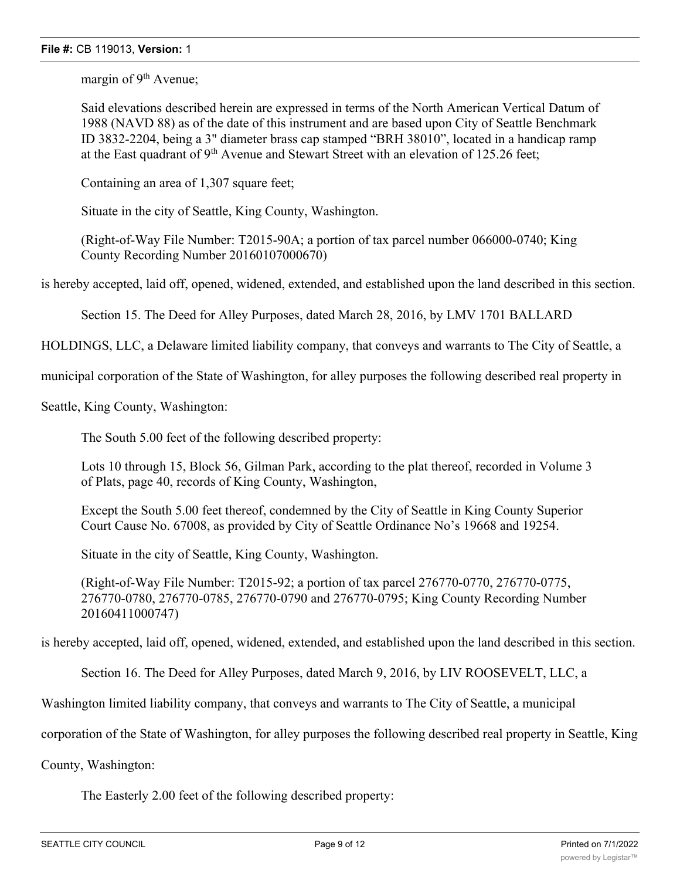margin of 9th Avenue;

Said elevations described herein are expressed in terms of the North American Vertical Datum of 1988 (NAVD 88) as of the date of this instrument and are based upon City of Seattle Benchmark ID 3832-2204, being a 3" diameter brass cap stamped "BRH 38010", located in a handicap ramp at the East quadrant of 9th Avenue and Stewart Street with an elevation of 125.26 feet;

Containing an area of 1,307 square feet;

Situate in the city of Seattle, King County, Washington.

(Right-of-Way File Number: T2015-90A; a portion of tax parcel number 066000-0740; King County Recording Number 20160107000670)

is hereby accepted, laid off, opened, widened, extended, and established upon the land described in this section.

Section 15. The Deed for Alley Purposes, dated March 28, 2016, by LMV 1701 BALLARD HOLDINGS, LLC, a Delaware limited liability company, that conveys and warrants to The City of Seattle, a municipal corporation of the State of Washington, for alley purposes the following described real property in Seattle, King County, Washington:

The South 5.00 feet of the following described property:

Lots 10 through 15, Block 56, Gilman Park, according to the plat thereof, recorded in Volume 3 of Plats, page 40, records of King County, Washington,

Except the South 5.00 feet thereof, condemned by the City of Seattle in King County Superior Court Cause No. 67008, as provided by City of Seattle Ordinance No's 19668 and 19254.

Situate in the city of Seattle, King County, Washington.

(Right-of-Way File Number: T2015-92; a portion of tax parcel 276770-0770, 276770-0775, 276770-0780, 276770-0785, 276770-0790 and 276770-0795; King County Recording Number 20160411000747)

is hereby accepted, laid off, opened, widened, extended, and established upon the land described in this section.

Section 16. The Deed for Alley Purposes, dated March 9, 2016, by LIV ROOSEVELT, LLC, a Washington limited liability company, that conveys and warrants to The City of Seattle, a municipal corporation of the State of Washington, for alley purposes the following described real property in Seattle, King County, Washington:

The Easterly 2.00 feet of the following described property: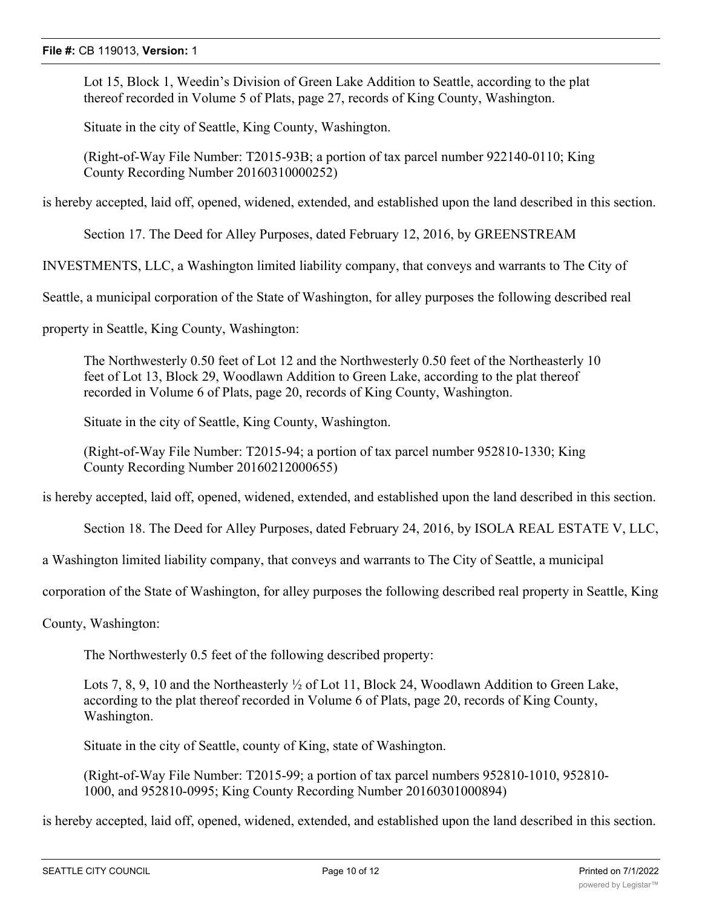Lot 15, Block 1, Weedin's Division of Green Lake Addition to Seattle, according to the plat thereof recorded in Volume 5 of Plats, page 27, records of King County, Washington.

Situate in the city of Seattle, King County, Washington.

(Right-of-Way File Number: T2015-93B; a portion of tax parcel number 922140-0110; King County Recording Number 20160310000252)

is hereby accepted, laid off, opened, widened, extended, and established upon the land described in this section.

Section 17. The Deed for Alley Purposes, dated February 12, 2016, by GREENSTREAM INVESTMENTS, LLC, a Washington limited liability company, that conveys and warrants to The City of Seattle, a municipal corporation of the State of Washington, for alley purposes the following described real property in Seattle, King County, Washington:

The Northwesterly 0.50 feet of Lot 12 and the Northwesterly 0.50 feet of the Northeasterly 10 feet of Lot 13, Block 29, Woodlawn Addition to Green Lake, according to the plat thereof recorded in Volume 6 of Plats, page 20, records of King County, Washington.

Situate in the city of Seattle, King County, Washington.

(Right-of-Way File Number: T2015-94; a portion of tax parcel number 952810-1330; King County Recording Number 20160212000655)

is hereby accepted, laid off, opened, widened, extended, and established upon the land described in this section.

Section 18. The Deed for Alley Purposes, dated February 24, 2016, by ISOLA REAL ESTATE V, LLC, a Washington limited liability company, that conveys and warrants to The City of Seattle, a municipal corporation of the State of Washington, for alley purposes the following described real property in Seattle, King County, Washington:

The Northwesterly 0.5 feet of the following described property:

Lots 7, 8, 9, 10 and the Northeasterly ½ of Lot 11, Block 24, Woodlawn Addition to Green Lake, according to the plat thereof recorded in Volume 6 of Plats, page 20, records of King County, Washington.

Situate in the city of Seattle, county of King, state of Washington.

(Right-of-Way File Number: T2015-99; a portion of tax parcel numbers 952810-1010, 952810-1000, and 952810-0995; King County Recording Number 20160301000894)

is hereby accepted, laid off, opened, widened, extended, and established upon the land described in this section.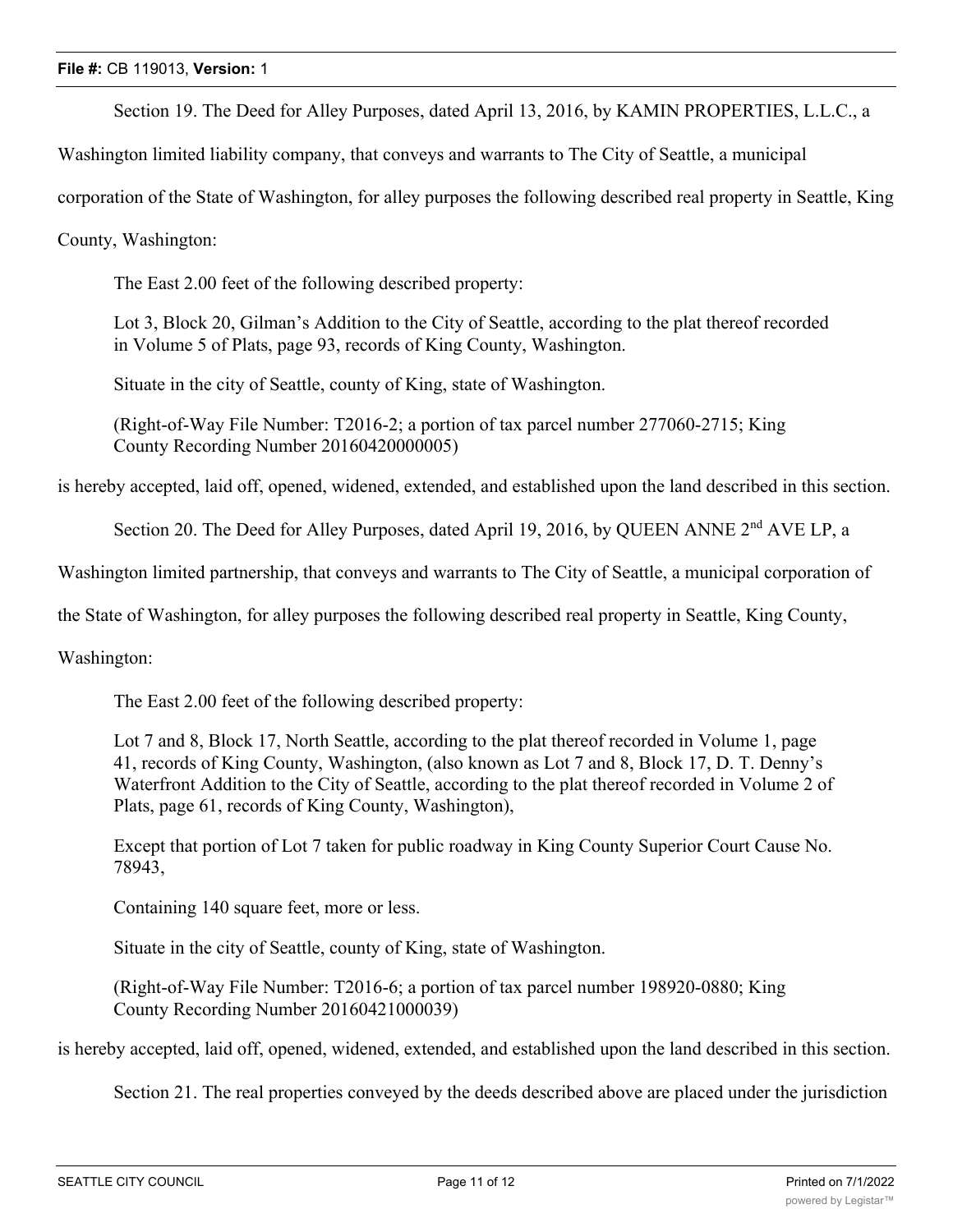Section 19. The Deed for Alley Purposes, dated April 13, 2016, by KAMIN PROPERTIES, L.L.C., a Washington limited liability company, that conveys and warrants to The City of Seattle, a municipal corporation of the State of Washington, for alley purposes the following described real property in Seattle, King County, Washington:

> The East 2.00 feet of the following described property:
>
> Lot 3, Block 20, Gilman's Addition to the City of Seattle, according to the plat thereof recorded in Volume 5 of Plats, page 93, records of King County, Washington.
>
> Situate in the city of Seattle, county of King, state of Washington.
>
> (Right-of-Way File Number: T2016-2; a portion of tax parcel number 277060-2715; King County Recording Number 20160420000005)

is hereby accepted, laid off, opened, widened, extended, and established upon the land described in this section.

Section 20. The Deed for Alley Purposes, dated April 19, 2016, by QUEEN ANNE 2nd AVE LP, a Washington limited partnership, that conveys and warrants to The City of Seattle, a municipal corporation of the State of Washington, for alley purposes the following described real property in Seattle, King County, Washington:

> The East 2.00 feet of the following described property:
>
> Lot 7 and 8, Block 17, North Seattle, according to the plat thereof recorded in Volume 1, page 41, records of King County, Washington, (also known as Lot 7 and 8, Block 17, D. T. Denny's Waterfront Addition to the City of Seattle, according to the plat thereof recorded in Volume 2 of Plats, page 61, records of King County, Washington),
>
> Except that portion of Lot 7 taken for public roadway in King County Superior Court Cause No. 78943,
>
> Containing 140 square feet, more or less.
>
> Situate in the city of Seattle, county of King, state of Washington.
>
> (Right-of-Way File Number: T2016-6; a portion of tax parcel number 198920-0880; King County Recording Number 20160421000039)

is hereby accepted, laid off, opened, widened, extended, and established upon the land described in this section.

Section 21. The real properties conveyed by the deeds described above are placed under the jurisdiction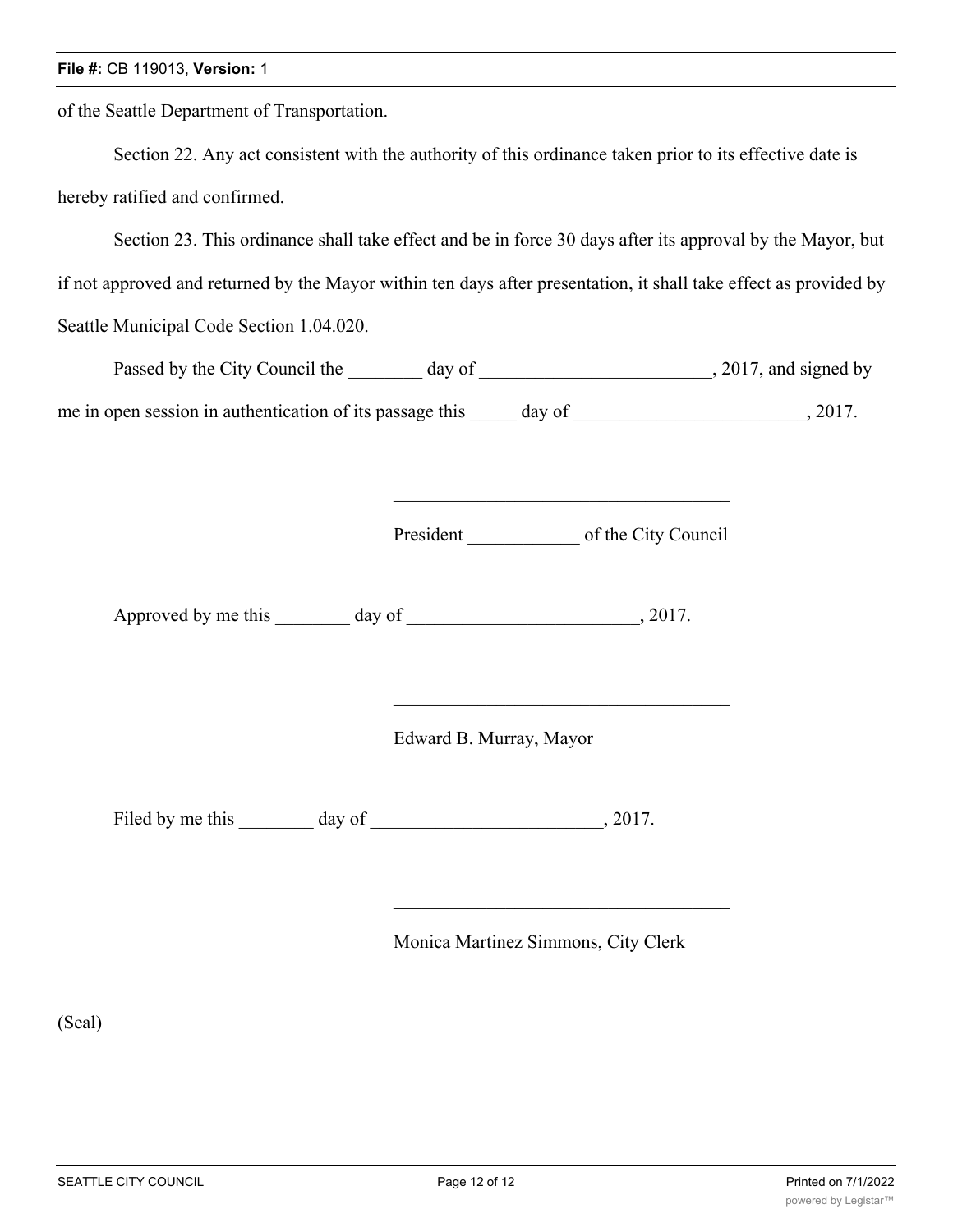of the Seattle Department of Transportation.

Section 22. Any act consistent with the authority of this ordinance taken prior to its effective date is hereby ratified and confirmed.

Section 23. This ordinance shall take effect and be in force 30 days after its approval by the Mayor, but if not approved and returned by the Mayor within ten days after presentation, it shall take effect as provided by Seattle Municipal Code Section 1.04.020.

Passed by the City Council the ________ day of _________________________, 2017, and signed by me in open session in authentication of its passage this _____ day of _________________________, 2017.

_____________________________________

President ____________ of the City Council

Approved by me this ________ day of _________________________, 2017.

_____________________________________

Edward B. Murray, Mayor

Filed by me this ________ day of _________________________, 2017.

_____________________________________

Monica Martinez Simmons, City Clerk

(Seal)